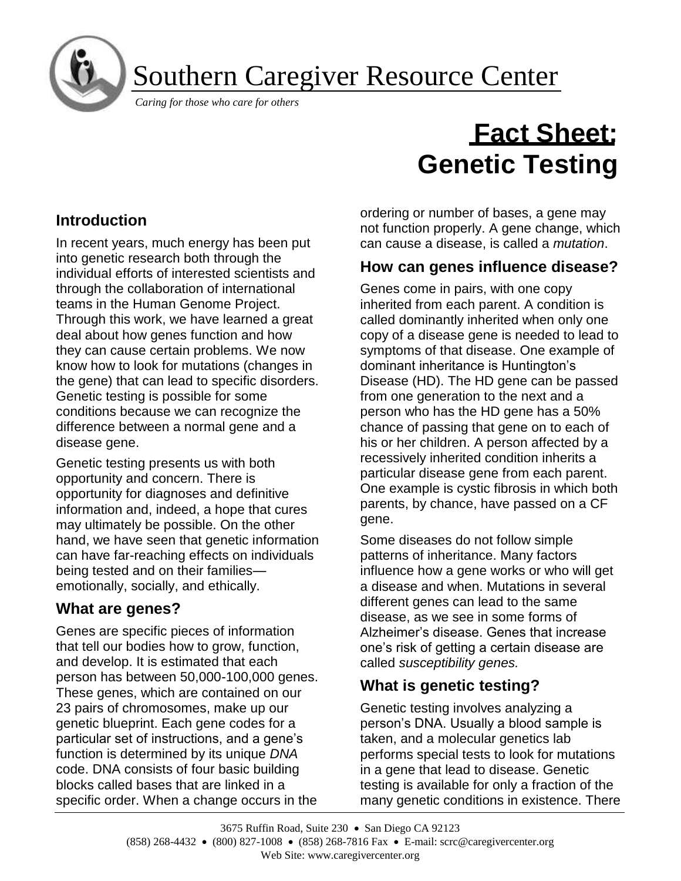# Southern Caregiver Resource Center

*Caring for those who care for others*

# Fact Sheet: Genetic Testing

## Introduction

In recent years, much energy has been put into genetic research both through the individual efforts of interested scientists and through the collaboration of international teams in the Human Genome Project. Through this work, we have learned a great deal about how genes function and how they can cause certain problems. We now know how to look for mutations (changes in the gene) that can lead to specific disorders. Genetic testing is possible for some conditions because we can recognize the difference between a normal gene and a disease gene.

Genetic testing presents us with both opportunity and concern. There is opportunity for diagnoses and definitive information and, indeed, a hope that cures may ultimately be possible. On the other hand, we have seen that genetic information can have far-reaching effects on individuals being tested and on their families—emotionally, socially, and ethically.

## What are genes?

Genes are specific pieces of information that tell our bodies how to grow, function, and develop. It is estimated that each person has between 50,000-100,000 genes. These genes, which are contained on our 23 pairs of chromosomes, make up our genetic blueprint. Each gene codes for a particular set of instructions, and a gene's function is determined by its unique *DNA* code. DNA consists of four basic building blocks called bases that are linked in a specific order. When a change occurs in the ordering or number of bases, a gene may not function properly. A gene change, which can cause a disease, is called a *mutation*.

## How can genes influence disease?

Genes come in pairs, with one copy inherited from each parent. A condition is called dominantly inherited when only one copy of a disease gene is needed to lead to symptoms of that disease. One example of dominant inheritance is Huntington's Disease (HD). The HD gene can be passed from one generation to the next and a person who has the HD gene has a 50% chance of passing that gene on to each of his or her children. A person affected by a recessively inherited condition inherits a particular disease gene from each parent. One example is cystic fibrosis in which both parents, by chance, have passed on a CF gene.

Some diseases do not follow simple patterns of inheritance. Many factors influence how a gene works or who will get a disease and when. Mutations in several different genes can lead to the same disease, as we see in some forms of Alzheimer's disease. Genes that increase one's risk of getting a certain disease are called *susceptibility genes.*

## What is genetic testing?

Genetic testing involves analyzing a person's DNA. Usually a blood sample is taken, and a molecular genetics lab performs special tests to look for mutations in a gene that lead to disease. Genetic testing is available for only a fraction of the many genetic conditions in existence. There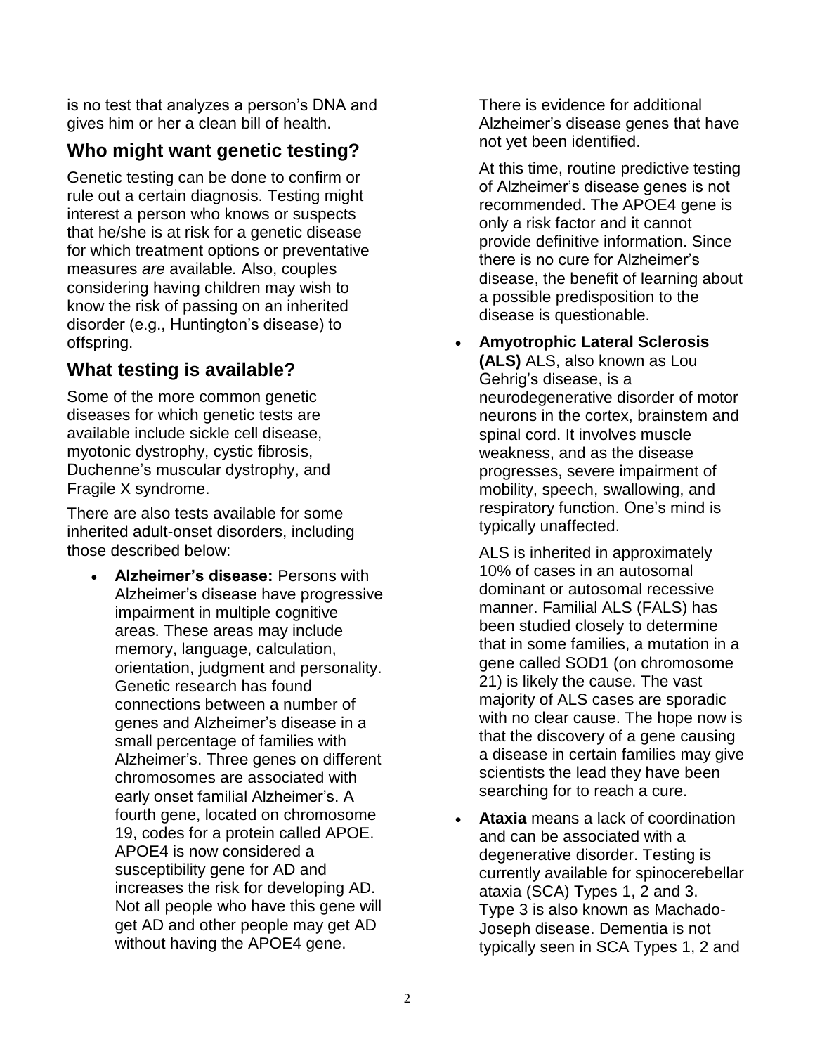is no test that analyzes a person's DNA and gives him or her a clean bill of health.

## Who might want genetic testing?

Genetic testing can be done to confirm or rule out a certain diagnosis. Testing might interest a person who knows or suspects that he/she is at risk for a genetic disease for which treatment options or preventative measures *are* available. Also, couples considering having children may wish to know the risk of passing on an inherited disorder (e.g., Huntington's disease) to offspring.

## What testing is available?

Some of the more common genetic diseases for which genetic tests are available include sickle cell disease, myotonic dystrophy, cystic fibrosis, Duchenne's muscular dystrophy, and Fragile X syndrome.

There are also tests available for some inherited adult-onset disorders, including those described below:

- **Alzheimer's disease:** Persons with Alzheimer's disease have progressive impairment in multiple cognitive areas. These areas may include memory, language, calculation, orientation, judgment and personality. Genetic research has found connections between a number of genes and Alzheimer's disease in a small percentage of families with Alzheimer's. Three genes on different chromosomes are associated with early onset familial Alzheimer's. A fourth gene, located on chromosome 19, codes for a protein called APOE. APOE4 is now considered a susceptibility gene for AD and increases the risk for developing AD. Not all people who have this gene will get AD and other people may get AD without having the APOE4 gene.

  There is evidence for additional Alzheimer's disease genes that have not yet been identified.

  At this time, routine predictive testing of Alzheimer's disease genes is not recommended. The APOE4 gene is only a risk factor and it cannot provide definitive information. Since there is no cure for Alzheimer's disease, the benefit of learning about a possible predisposition to the disease is questionable.

- **Amyotrophic Lateral Sclerosis (ALS)** ALS, also known as Lou Gehrig's disease, is a neurodegenerative disorder of motor neurons in the cortex, brainstem and spinal cord. It involves muscle weakness, and as the disease progresses, severe impairment of mobility, speech, swallowing, and respiratory function. One's mind is typically unaffected.

  ALS is inherited in approximately 10% of cases in an autosomal dominant or autosomal recessive manner. Familial ALS (FALS) has been studied closely to determine that in some families, a mutation in a gene called SOD1 (on chromosome 21) is likely the cause. The vast majority of ALS cases are sporadic with no clear cause. The hope now is that the discovery of a gene causing a disease in certain families may give scientists the lead they have been searching for to reach a cure.

- **Ataxia** means a lack of coordination and can be associated with a degenerative disorder. Testing is currently available for spinocerebellar ataxia (SCA) Types 1, 2 and 3. Type 3 is also known as Machado-Joseph disease. Dementia is not typically seen in SCA Types 1, 2 and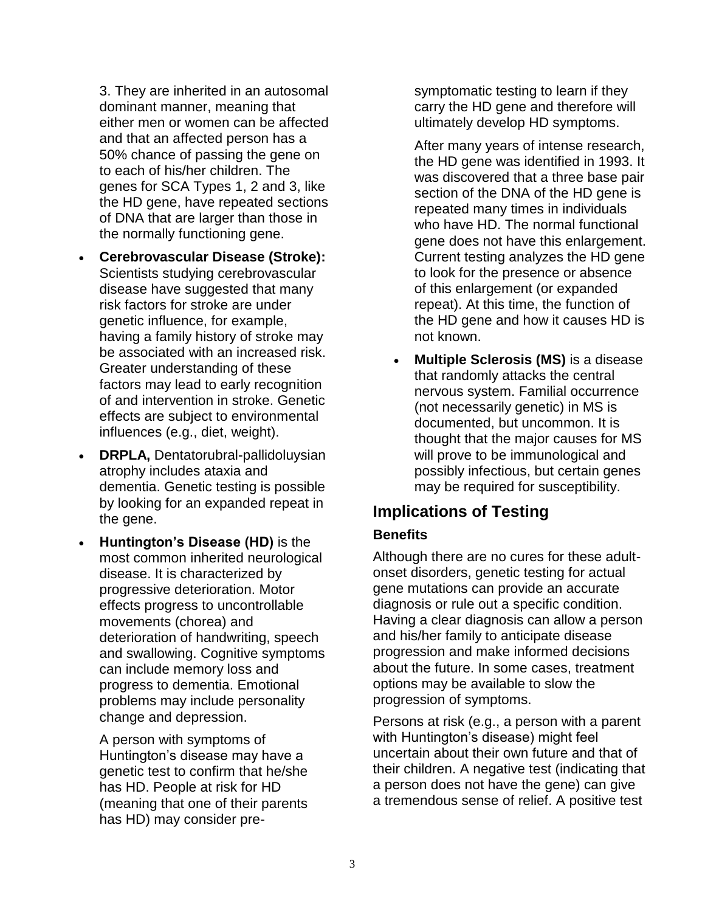3. They are inherited in an autosomal dominant manner, meaning that either men or women can be affected and that an affected person has a 50% chance of passing the gene on to each of his/her children. The genes for SCA Types 1, 2 and 3, like the HD gene, have repeated sections of DNA that are larger than those in the normally functioning gene.

- **Cerebrovascular Disease (Stroke):** Scientists studying cerebrovascular disease have suggested that many risk factors for stroke are under genetic influence, for example, having a family history of stroke may be associated with an increased risk. Greater understanding of these factors may lead to early recognition of and intervention in stroke. Genetic effects are subject to environmental influences (e.g., diet, weight).
- **DRPLA,** Dentatorubral-pallidoluysian atrophy includes ataxia and dementia. Genetic testing is possible by looking for an expanded repeat in the gene.
- **Huntington's Disease (HD)** is the most common inherited neurological disease. It is characterized by progressive deterioration. Motor effects progress to uncontrollable movements (chorea) and deterioration of handwriting, speech and swallowing. Cognitive symptoms can include memory loss and progress to dementia. Emotional problems may include personality change and depression.

  A person with symptoms of Huntington's disease may have a genetic test to confirm that he/she has HD. People at risk for HD (meaning that one of their parents has HD) may consider pre-symptomatic testing to learn if they carry the HD gene and therefore will ultimately develop HD symptoms.

  After many years of intense research, the HD gene was identified in 1993. It was discovered that a three base pair section of the DNA of the HD gene is repeated many times in individuals who have HD. The normal functional gene does not have this enlargement. Current testing analyzes the HD gene to look for the presence or absence of this enlargement (or expanded repeat). At this time, the function of the HD gene and how it causes HD is not known.
- **Multiple Sclerosis (MS)** is a disease that randomly attacks the central nervous system. Familial occurrence (not necessarily genetic) in MS is documented, but uncommon. It is thought that the major causes for MS will prove to be immunological and possibly infectious, but certain genes may be required for susceptibility.

## Implications of Testing

### Benefits

Although there are no cures for these adult-onset disorders, genetic testing for actual gene mutations can provide an accurate diagnosis or rule out a specific condition. Having a clear diagnosis can allow a person and his/her family to anticipate disease progression and make informed decisions about the future. In some cases, treatment options may be available to slow the progression of symptoms.

Persons at risk (e.g., a person with a parent with Huntington's disease) might feel uncertain about their own future and that of their children. A negative test (indicating that a person does not have the gene) can give a tremendous sense of relief. A positive test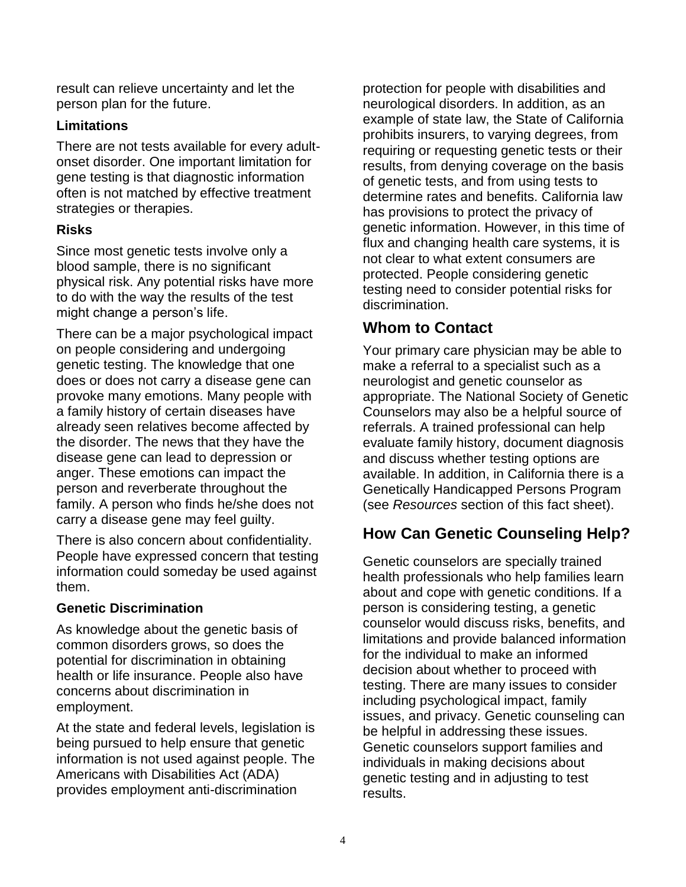result can relieve uncertainty and let the person plan for the future.

### Limitations

There are not tests available for every adult-onset disorder. One important limitation for gene testing is that diagnostic information often is not matched by effective treatment strategies or therapies.

### Risks

Since most genetic tests involve only a blood sample, there is no significant physical risk. Any potential risks have more to do with the way the results of the test might change a person's life.

There can be a major psychological impact on people considering and undergoing genetic testing. The knowledge that one does or does not carry a disease gene can provoke many emotions. Many people with a family history of certain diseases have already seen relatives become affected by the disorder. The news that they have the disease gene can lead to depression or anger. These emotions can impact the person and reverberate throughout the family. A person who finds he/she does not carry a disease gene may feel guilty.

There is also concern about confidentiality. People have expressed concern that testing information could someday be used against them.

### Genetic Discrimination

As knowledge about the genetic basis of common disorders grows, so does the potential for discrimination in obtaining health or life insurance. People also have concerns about discrimination in employment.

At the state and federal levels, legislation is being pursued to help ensure that genetic information is not used against people. The Americans with Disabilities Act (ADA) provides employment anti-discrimination protection for people with disabilities and neurological disorders. In addition, as an example of state law, the State of California prohibits insurers, to varying degrees, from requiring or requesting genetic tests or their results, from denying coverage on the basis of genetic tests, and from using tests to determine rates and benefits. California law has provisions to protect the privacy of genetic information. However, in this time of flux and changing health care systems, it is not clear to what extent consumers are protected. People considering genetic testing need to consider potential risks for discrimination.

## Whom to Contact

Your primary care physician may be able to make a referral to a specialist such as a neurologist and genetic counselor as appropriate. The National Society of Genetic Counselors may also be a helpful source of referrals. A trained professional can help evaluate family history, document diagnosis and discuss whether testing options are available. In addition, in California there is a Genetically Handicapped Persons Program (see *Resources* section of this fact sheet).

## How Can Genetic Counseling Help?

Genetic counselors are specially trained health professionals who help families learn about and cope with genetic conditions. If a person is considering testing, a genetic counselor would discuss risks, benefits, and limitations and provide balanced information for the individual to make an informed decision about whether to proceed with testing. There are many issues to consider including psychological impact, family issues, and privacy. Genetic counseling can be helpful in addressing these issues. Genetic counselors support families and individuals in making decisions about genetic testing and in adjusting to test results.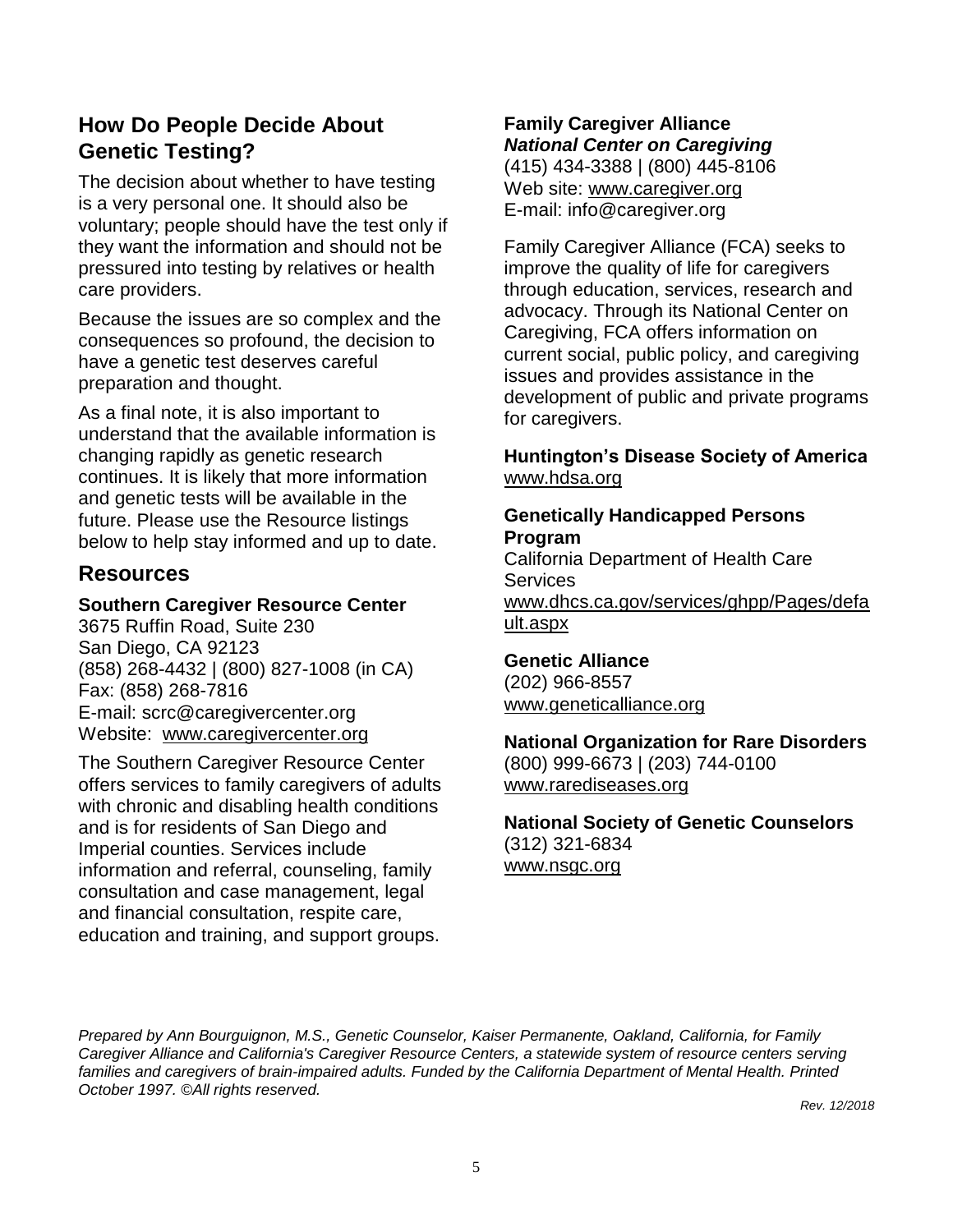## How Do People Decide About Genetic Testing?

The decision about whether to have testing is a very personal one. It should also be voluntary; people should have the test only if they want the information and should not be pressured into testing by relatives or health care providers.

Because the issues are so complex and the consequences so profound, the decision to have a genetic test deserves careful preparation and thought.

As a final note, it is also important to understand that the available information is changing rapidly as genetic research continues. It is likely that more information and genetic tests will be available in the future. Please use the Resource listings below to help stay informed and up to date.

## Resources

**Southern Caregiver Resource Center**
3675 Ruffin Road, Suite 230
San Diego, CA 92123
(858) 268-4432 | (800) 827-1008 (in CA)
Fax: (858) 268-7816
E-mail: scrc@caregivercenter.org
Website: www.caregivercenter.org

The Southern Caregiver Resource Center offers services to family caregivers of adults with chronic and disabling health conditions and is for residents of San Diego and Imperial counties. Services include information and referral, counseling, family consultation and case management, legal and financial consultation, respite care, education and training, and support groups.

**Family Caregiver Alliance**
***National Center on Caregiving***
(415) 434-3388 | (800) 445-8106
Web site: www.caregiver.org
E-mail: info@caregiver.org

Family Caregiver Alliance (FCA) seeks to improve the quality of life for caregivers through education, services, research and advocacy. Through its National Center on Caregiving, FCA offers information on current social, public policy, and caregiving issues and provides assistance in the development of public and private programs for caregivers.

**Huntington's Disease Society of America**
www.hdsa.org

**Genetically Handicapped Persons Program**
California Department of Health Care Services
www.dhcs.ca.gov/services/ghpp/Pages/default.aspx

**Genetic Alliance**
(202) 966-8557
www.geneticalliance.org

**National Organization for Rare Disorders**
(800) 999-6673 | (203) 744-0100
www.rarediseases.org

**National Society of Genetic Counselors**
(312) 321-6834
www.nsgc.org

*Prepared by Ann Bourguignon, M.S., Genetic Counselor, Kaiser Permanente, Oakland, California, for Family Caregiver Alliance and California's Caregiver Resource Centers, a statewide system of resource centers serving families and caregivers of brain-impaired adults. Funded by the California Department of Mental Health. Printed October 1997. ©All rights reserved.*

*Rev. 12/2018*